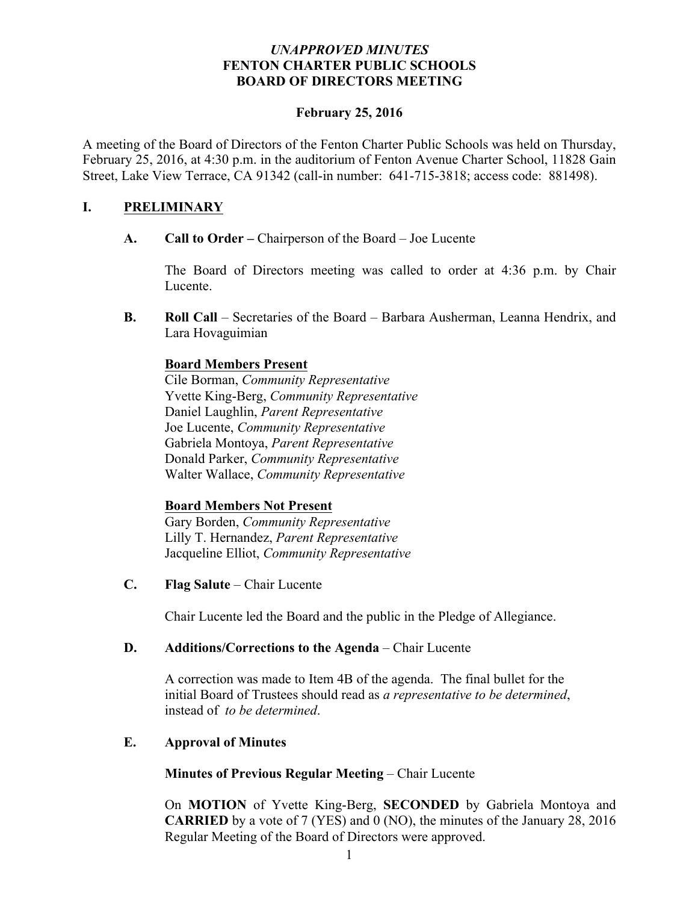***UNAPPROVED MINUTES***

**FENTON CHARTER PUBLIC SCHOOLS**

**BOARD OF DIRECTORS MEETING**

**February 25, 2016**

A meeting of the Board of Directors of the Fenton Charter Public Schools was held on Thursday, February 25, 2016, at 4:30 p.m. in the auditorium of Fenton Avenue Charter School, 11828 Gain Street, Lake View Terrace, CA 91342 (call-in number: 641-715-3818; access code: 881498).

## I. PRELIMINARY

**A. Call to Order –** Chairperson of the Board – Joe Lucente

The Board of Directors meeting was called to order at 4:36 p.m. by Chair Lucente.

**B. Roll Call** – Secretaries of the Board – Barbara Ausherman, Leanna Hendrix, and Lara Hovaguimian

**Board Members Present**

Cile Borman, *Community Representative*
Yvette King-Berg, *Community Representative*
Daniel Laughlin, *Parent Representative*
Joe Lucente, *Community Representative*
Gabriela Montoya, *Parent Representative*
Donald Parker, *Community Representative*
Walter Wallace, *Community Representative*

**Board Members Not Present**

Gary Borden, *Community Representative*
Lilly T. Hernandez, *Parent Representative*
Jacqueline Elliot, *Community Representative*

**C. Flag Salute** – Chair Lucente

Chair Lucente led the Board and the public in the Pledge of Allegiance.

**D. Additions/Corrections to the Agenda** – Chair Lucente

A correction was made to Item 4B of the agenda. The final bullet for the initial Board of Trustees should read as *a representative to be determined*, instead of *to be determined*.

**E. Approval of Minutes**

**Minutes of Previous Regular Meeting** – Chair Lucente

On **MOTION** of Yvette King-Berg, **SECONDED** by Gabriela Montoya and **CARRIED** by a vote of 7 (YES) and 0 (NO), the minutes of the January 28, 2016 Regular Meeting of the Board of Directors were approved.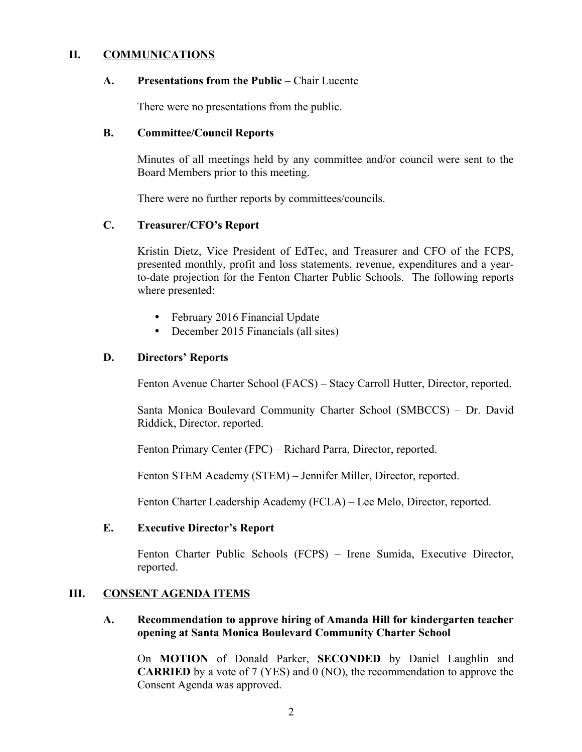## II. COMMUNICATIONS

### A. Presentations from the Public – Chair Lucente

There were no presentations from the public.

### B. Committee/Council Reports

Minutes of all meetings held by any committee and/or council were sent to the Board Members prior to this meeting.

There were no further reports by committees/councils.

### C. Treasurer/CFO's Report

Kristin Dietz, Vice President of EdTec, and Treasurer and CFO of the FCPS, presented monthly, profit and loss statements, revenue, expenditures and a year-to-date projection for the Fenton Charter Public Schools. The following reports where presented:

- February 2016 Financial Update
- December 2015 Financials (all sites)

### D. Directors' Reports

Fenton Avenue Charter School (FACS) – Stacy Carroll Hutter, Director, reported.

Santa Monica Boulevard Community Charter School (SMBCCS) – Dr. David Riddick, Director, reported.

Fenton Primary Center (FPC) – Richard Parra, Director, reported.

Fenton STEM Academy (STEM) – Jennifer Miller, Director, reported.

Fenton Charter Leadership Academy (FCLA) – Lee Melo, Director, reported.

### E. Executive Director's Report

Fenton Charter Public Schools (FCPS) – Irene Sumida, Executive Director, reported.

## III. CONSENT AGENDA ITEMS

### A. Recommendation to approve hiring of Amanda Hill for kindergarten teacher opening at Santa Monica Boulevard Community Charter School

On **MOTION** of Donald Parker, **SECONDED** by Daniel Laughlin and **CARRIED** by a vote of 7 (YES) and 0 (NO), the recommendation to approve the Consent Agenda was approved.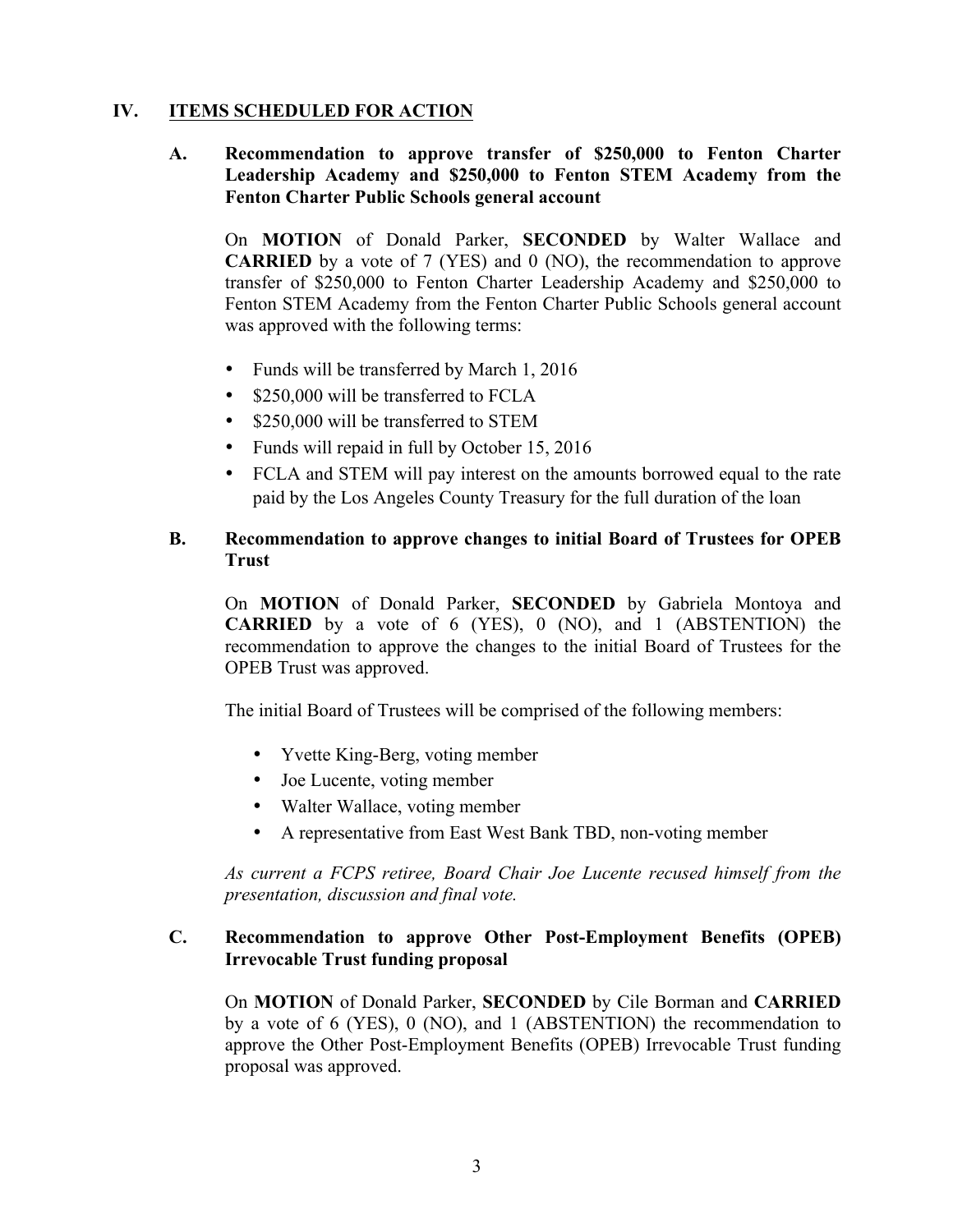## IV. ITEMS SCHEDULED FOR ACTION

### A. Recommendation to approve transfer of $250,000 to Fenton Charter Leadership Academy and $250,000 to Fenton STEM Academy from the Fenton Charter Public Schools general account

On **MOTION** of Donald Parker, **SECONDED** by Walter Wallace and **CARRIED** by a vote of 7 (YES) and 0 (NO), the recommendation to approve transfer of $250,000 to Fenton Charter Leadership Academy and $250,000 to Fenton STEM Academy from the Fenton Charter Public Schools general account was approved with the following terms:

- Funds will be transferred by March 1, 2016
- $250,000 will be transferred to FCLA
- $250,000 will be transferred to STEM
- Funds will repaid in full by October 15, 2016
- FCLA and STEM will pay interest on the amounts borrowed equal to the rate paid by the Los Angeles County Treasury for the full duration of the loan

### B. Recommendation to approve changes to initial Board of Trustees for OPEB Trust

On **MOTION** of Donald Parker, **SECONDED** by Gabriela Montoya and **CARRIED** by a vote of 6 (YES), 0 (NO), and 1 (ABSTENTION) the recommendation to approve the changes to the initial Board of Trustees for the OPEB Trust was approved.

The initial Board of Trustees will be comprised of the following members:

- Yvette King-Berg, voting member
- Joe Lucente, voting member
- Walter Wallace, voting member
- A representative from East West Bank TBD, non-voting member

*As current a FCPS retiree, Board Chair Joe Lucente recused himself from the presentation, discussion and final vote.*

### C. Recommendation to approve Other Post-Employment Benefits (OPEB) Irrevocable Trust funding proposal

On **MOTION** of Donald Parker, **SECONDED** by Cile Borman and **CARRIED** by a vote of 6 (YES), 0 (NO), and 1 (ABSTENTION) the recommendation to approve the Other Post-Employment Benefits (OPEB) Irrevocable Trust funding proposal was approved.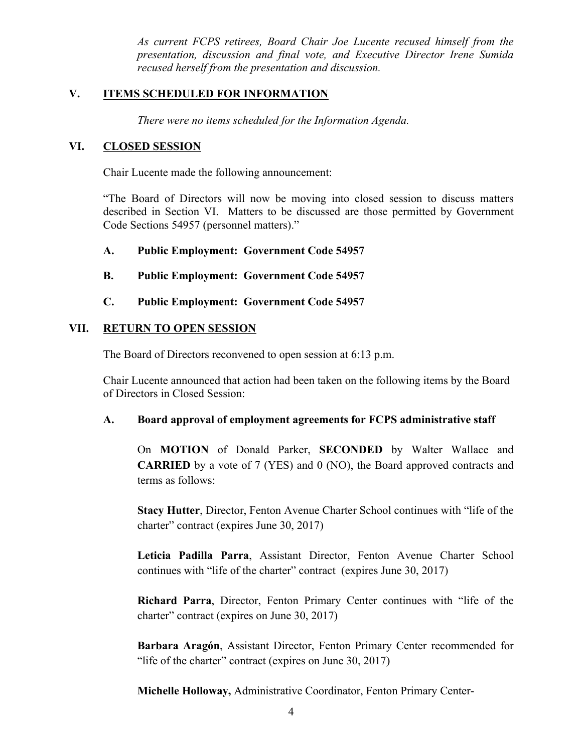*As current FCPS retirees, Board Chair Joe Lucente recused himself from the presentation, discussion and final vote, and Executive Director Irene Sumida recused herself from the presentation and discussion.*

## V. ITEMS SCHEDULED FOR INFORMATION

*There were no items scheduled for the Information Agenda.*

## VI. CLOSED SESSION

Chair Lucente made the following announcement:

"The Board of Directors will now be moving into closed session to discuss matters described in Section VI. Matters to be discussed are those permitted by Government Code Sections 54957 (personnel matters)."

**A. Public Employment: Government Code 54957**

**B. Public Employment: Government Code 54957**

**C. Public Employment: Government Code 54957**

## VII. RETURN TO OPEN SESSION

The Board of Directors reconvened to open session at 6:13 p.m.

Chair Lucente announced that action had been taken on the following items by the Board of Directors in Closed Session:

**A. Board approval of employment agreements for FCPS administrative staff**

On **MOTION** of Donald Parker, **SECONDED** by Walter Wallace and **CARRIED** by a vote of 7 (YES) and 0 (NO), the Board approved contracts and terms as follows:

**Stacy Hutter**, Director, Fenton Avenue Charter School continues with "life of the charter" contract (expires June 30, 2017)

**Leticia Padilla Parra**, Assistant Director, Fenton Avenue Charter School continues with "life of the charter" contract (expires June 30, 2017)

**Richard Parra**, Director, Fenton Primary Center continues with "life of the charter" contract (expires on June 30, 2017)

**Barbara Aragón**, Assistant Director, Fenton Primary Center recommended for "life of the charter" contract (expires on June 30, 2017)

**Michelle Holloway,** Administrative Coordinator, Fenton Primary Center-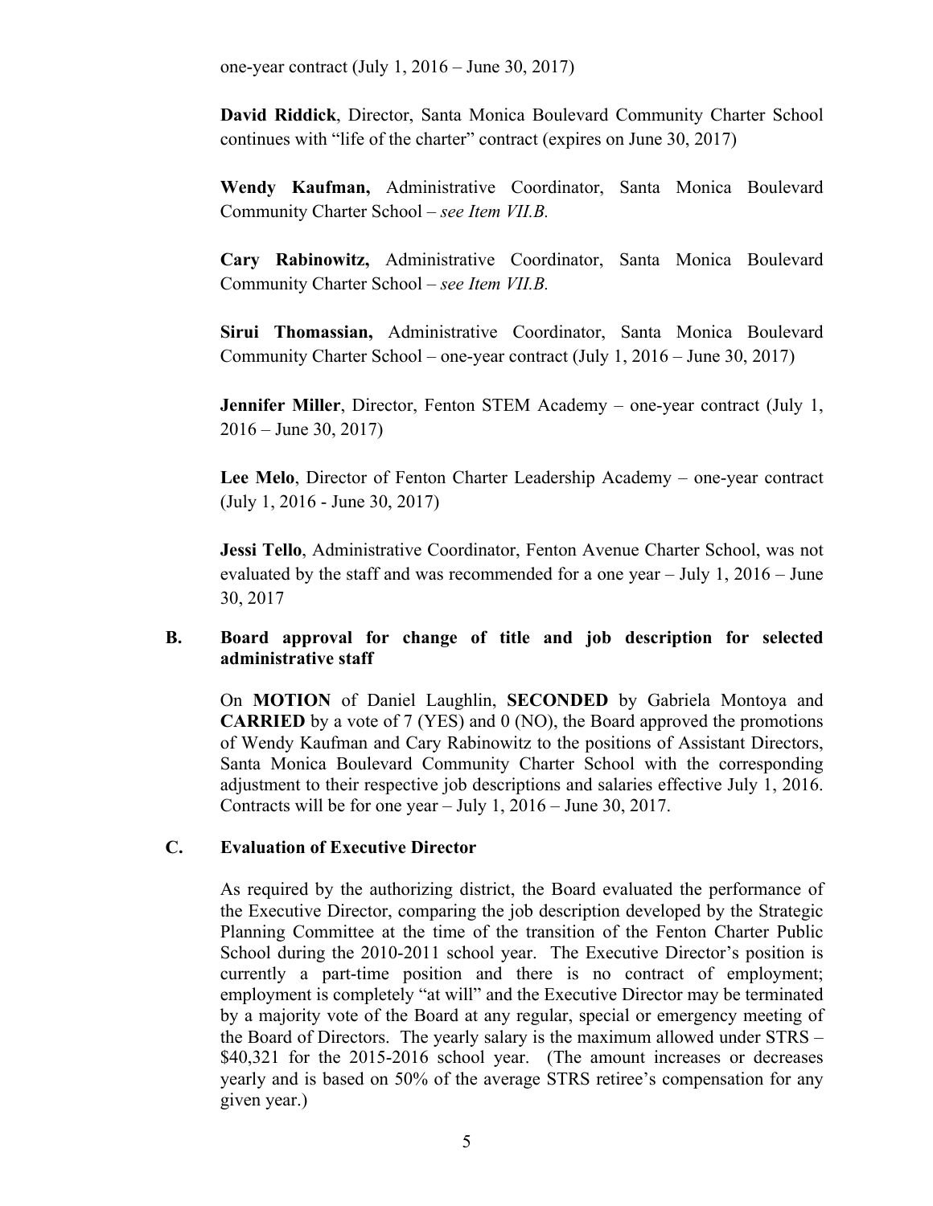one-year contract (July 1, 2016 – June 30, 2017)

**David Riddick**, Director, Santa Monica Boulevard Community Charter School continues with "life of the charter" contract (expires on June 30, 2017)

**Wendy Kaufman,** Administrative Coordinator, Santa Monica Boulevard Community Charter School – *see Item VII.B.*

**Cary Rabinowitz,** Administrative Coordinator, Santa Monica Boulevard Community Charter School – *see Item VII.B.*

**Sirui Thomassian,** Administrative Coordinator, Santa Monica Boulevard Community Charter School – one-year contract (July 1, 2016 – June 30, 2017)

**Jennifer Miller**, Director, Fenton STEM Academy – one-year contract (July 1, 2016 – June 30, 2017)

**Lee Melo**, Director of Fenton Charter Leadership Academy – one-year contract (July 1, 2016 - June 30, 2017)

**Jessi Tello**, Administrative Coordinator, Fenton Avenue Charter School, was not evaluated by the staff and was recommended for a one year – July 1, 2016 – June 30, 2017

**B. Board approval for change of title and job description for selected administrative staff**

On **MOTION** of Daniel Laughlin, **SECONDED** by Gabriela Montoya and **CARRIED** by a vote of 7 (YES) and 0 (NO), the Board approved the promotions of Wendy Kaufman and Cary Rabinowitz to the positions of Assistant Directors, Santa Monica Boulevard Community Charter School with the corresponding adjustment to their respective job descriptions and salaries effective July 1, 2016. Contracts will be for one year – July 1, 2016 – June 30, 2017.

**C. Evaluation of Executive Director**

As required by the authorizing district, the Board evaluated the performance of the Executive Director, comparing the job description developed by the Strategic Planning Committee at the time of the transition of the Fenton Charter Public School during the 2010-2011 school year. The Executive Director's position is currently a part-time position and there is no contract of employment; employment is completely "at will" and the Executive Director may be terminated by a majority vote of the Board at any regular, special or emergency meeting of the Board of Directors. The yearly salary is the maximum allowed under STRS – $40,321 for the 2015-2016 school year. (The amount increases or decreases yearly and is based on 50% of the average STRS retiree's compensation for any given year.)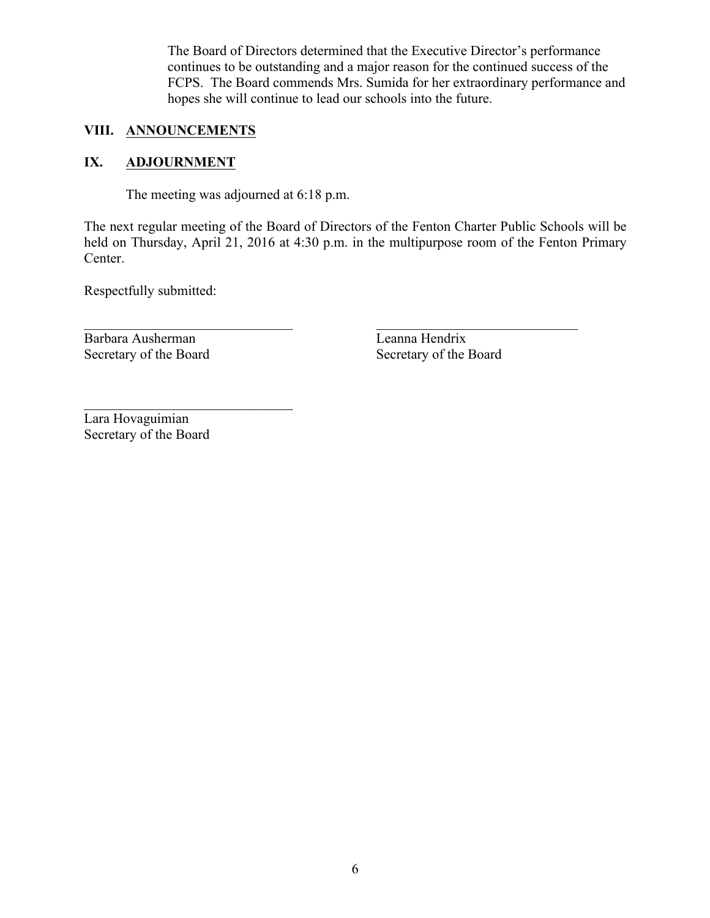The Board of Directors determined that the Executive Director's performance continues to be outstanding and a major reason for the continued success of the FCPS. The Board commends Mrs. Sumida for her extraordinary performance and hopes she will continue to lead our schools into the future.

## VIII. ANNOUNCEMENTS

## IX. ADJOURNMENT

The meeting was adjourned at 6:18 p.m.

The next regular meeting of the Board of Directors of the Fenton Charter Public Schools will be held on Thursday, April 21, 2016 at 4:30 p.m. in the multipurpose room of the Fenton Primary Center.

Respectfully submitted:

\_\_\_\_\_\_\_\_\_\_\_\_\_\_\_\_\_\_\_\_\_\_\_\_\_\_\_\_\_\_
Barbara Ausherman
Secretary of the Board

\_\_\_\_\_\_\_\_\_\_\_\_\_\_\_\_\_\_\_\_\_\_\_\_\_\_\_\_\_\_
Leanna Hendrix
Secretary of the Board

\_\_\_\_\_\_\_\_\_\_\_\_\_\_\_\_\_\_\_\_\_\_\_\_\_\_\_\_\_\_
Lara Hovaguimian
Secretary of the Board